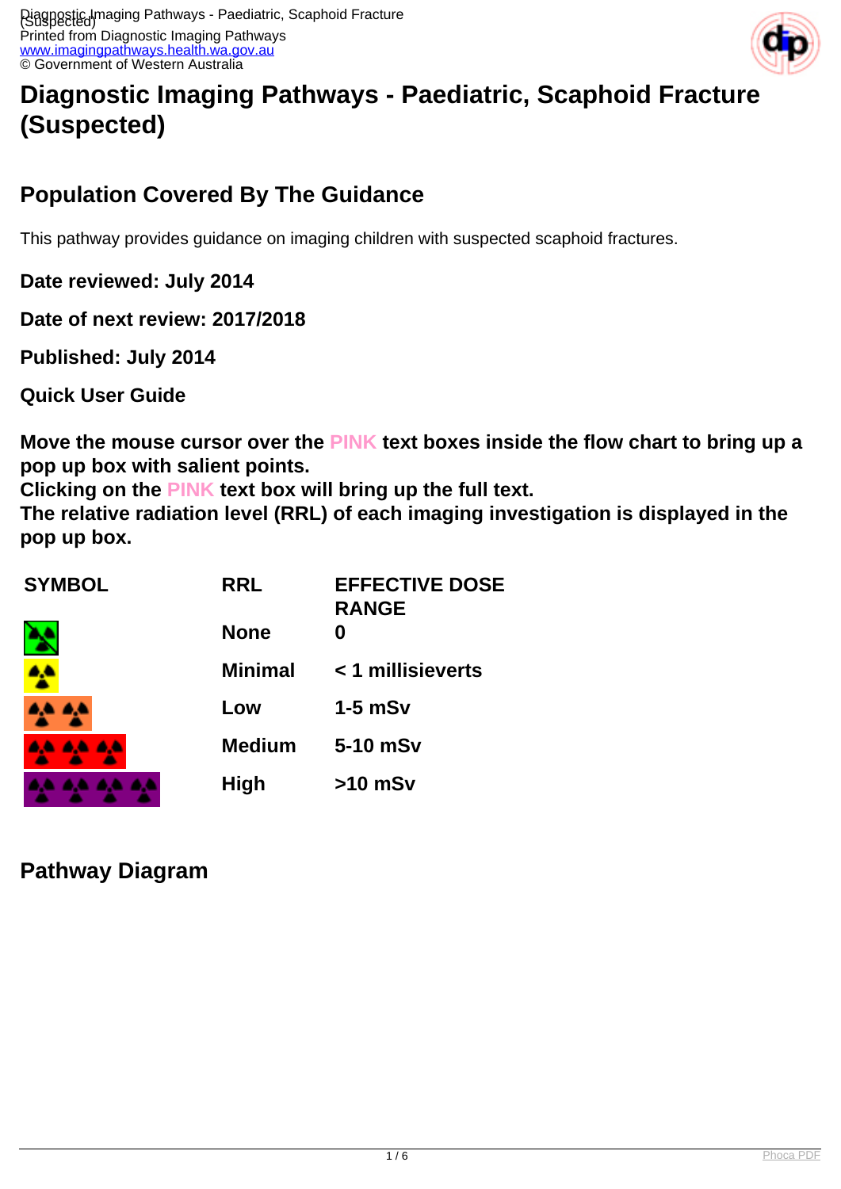# Diagnostic Imaging Pathways - Paediatric, Scaphoid Fracture (Suspected)

## Population Covered By The Guidance

This pathway provides guidance on imaging children with suspected scaphoid fractures.

**Date reviewed: July 2014**

**Date of next review: 2017/2018**

**Published: July 2014**

**Quick User Guide**

**Move the mouse cursor over the PINK text boxes inside the flow chart to bring up a pop up box with salient points.**
**Clicking on the PINK text box will bring up the full text.**
**The relative radiation level (RRL) of each imaging investigation is displayed in the pop up box.**

| SYMBOL | RRL | EFFECTIVE DOSE RANGE |
|---|---|---|
| | None | 0 |
| | Minimal | < 1 millisieverts |
| | Low | 1-5 mSv |
| | Medium | 5-10 mSv |
| | High | >10 mSv |

## Pathway Diagram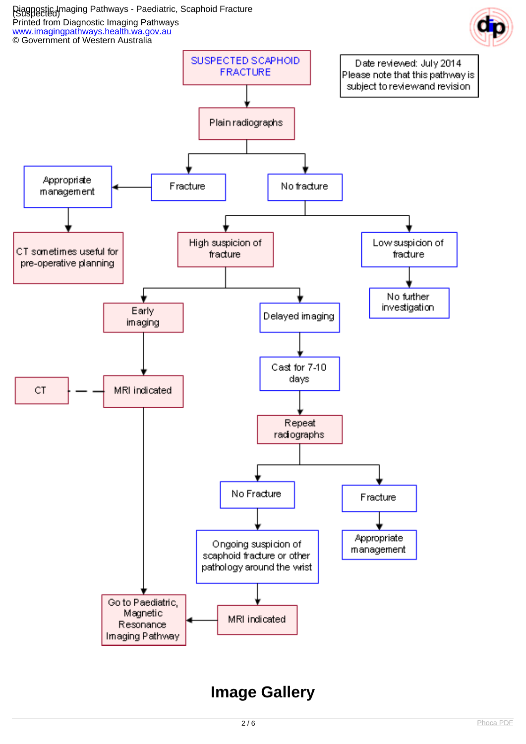SUSPECTED SCAPHOID FRACTURE

Date reviewed: July 2014
Please note that this pathway is subject to review and revision

- Suspected scaphoid fracture → Plain radiographs
  - Fracture → Appropriate management → CT sometimes useful for pre-operative planning
  - No fracture
    - High suspicion of fracture
      - Early imaging → MRI indicated (CT as alternative) → Go to Paediatric, Magnetic Resonance Imaging Pathway
      - Delayed imaging → Cast for 7-10 days → Repeat radiographs
        - No Fracture → Ongoing suspicion of scaphoid fracture or other pathology around the wrist → MRI indicated → Go to Paediatric, Magnetic Resonance Imaging Pathway
        - Fracture → Appropriate management
    - Low suspicion of fracture → No further investigation

## Image Gallery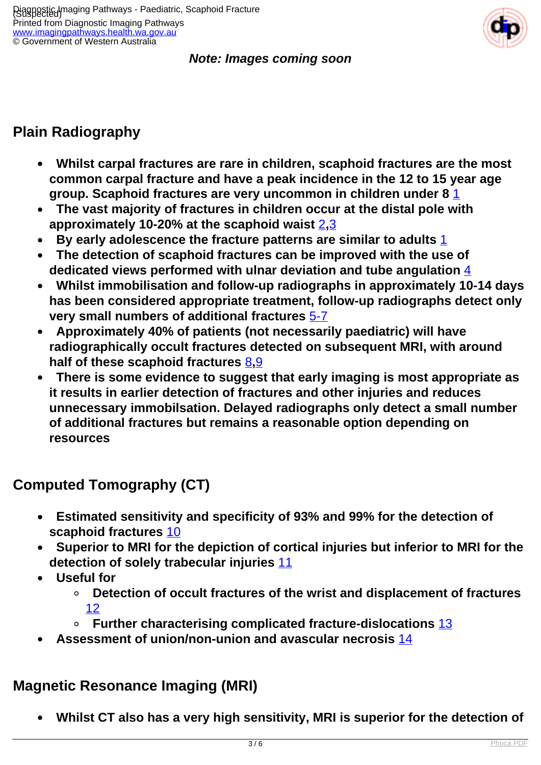***Note: Images coming soon***

## Plain Radiography

- **Whilst carpal fractures are rare in children, scaphoid fractures are the most common carpal fracture and have a peak incidence in the 12 to 15 year age group. Scaphoid fractures are very uncommon in children under 8** [1]
- **The vast majority of fractures in children occur at the distal pole with approximately 10-20% at the scaphoid waist** [2,3]
- **By early adolescence the fracture patterns are similar to adults** [1]
- **The detection of scaphoid fractures can be improved with the use of dedicated views performed with ulnar deviation and tube angulation** [4]
- **Whilst immobilisation and follow-up radiographs in approximately 10-14 days has been considered appropriate treatment, follow-up radiographs detect only very small numbers of additional fractures** [5-7]
- **Approximately 40% of patients (not necessarily paediatric) will have radiographically occult fractures detected on subsequent MRI, with around half of these scaphoid fractures** [8,9]
- **There is some evidence to suggest that early imaging is most appropriate as it results in earlier detection of fractures and other injuries and reduces unnecessary immobilsation. Delayed radiographs only detect a small number of additional fractures but remains a reasonable option depending on resources**

## Computed Tomography (CT)

- **Estimated sensitivity and specificity of 93% and 99% for the detection of scaphoid fractures** [10]
- **Superior to MRI for the depiction of cortical injuries but inferior to MRI for the detection of solely trabecular injuries** [11]
- **Useful for**
    - **Detection of occult fractures of the wrist and displacement of fractures** [12]
    - **Further characterising complicated fracture-dislocations** [13]
- **Assessment of union/non-union and avascular necrosis** [14]

## Magnetic Resonance Imaging (MRI)

- **Whilst CT also has a very high sensitivity, MRI is superior for the detection of**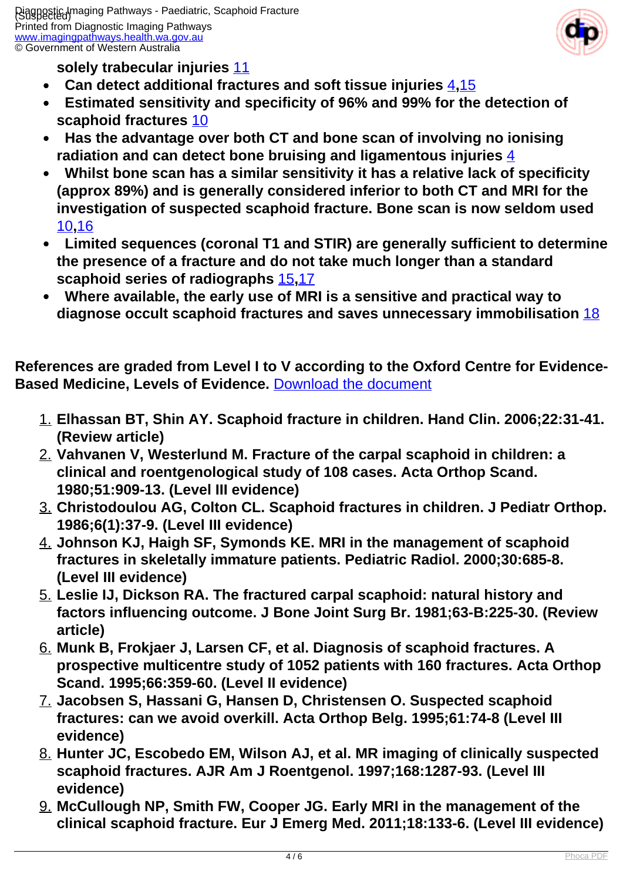**solely trabecular injuries** [11]

- **Can detect additional fractures and soft tissue injuries** [4,15]
- **Estimated sensitivity and specificity of 96% and 99% for the detection of scaphoid fractures** [10]
- **Has the advantage over both CT and bone scan of involving no ionising radiation and can detect bone bruising and ligamentous injuries** [4]
- **Whilst bone scan has a similar sensitivity it has a relative lack of specificity (approx 89%) and is generally considered inferior to both CT and MRI for the investigation of suspected scaphoid fracture. Bone scan is now seldom used** [10,16]
- **Limited sequences (coronal T1 and STIR) are generally sufficient to determine the presence of a fracture and do not take much longer than a standard scaphoid series of radiographs** [15,17]
- **Where available, the early use of MRI is a sensitive and practical way to diagnose occult scaphoid fractures and saves unnecessary immobilisation** [18]

**References are graded from Level I to V according to the Oxford Centre for Evidence-Based Medicine, Levels of Evidence.** Download the document

1. **Elhassan BT, Shin AY. Scaphoid fracture in children. Hand Clin. 2006;22:31-41. (Review article)**
2. **Vahvanen V, Westerlund M. Fracture of the carpal scaphoid in children: a clinical and roentgenological study of 108 cases. Acta Orthop Scand. 1980;51:909-13. (Level III evidence)**
3. **Christodoulou AG, Colton CL. Scaphoid fractures in children. J Pediatr Orthop. 1986;6(1):37-9. (Level III evidence)**
4. **Johnson KJ, Haigh SF, Symonds KE. MRI in the management of scaphoid fractures in skeletally immature patients. Pediatric Radiol. 2000;30:685-8. (Level III evidence)**
5. **Leslie IJ, Dickson RA. The fractured carpal scaphoid: natural history and factors influencing outcome. J Bone Joint Surg Br. 1981;63-B:225-30. (Review article)**
6. **Munk B, Frokjaer J, Larsen CF, et al. Diagnosis of scaphoid fractures. A prospective multicentre study of 1052 patients with 160 fractures. Acta Orthop Scand. 1995;66:359-60. (Level II evidence)**
7. **Jacobsen S, Hassani G, Hansen D, Christensen O. Suspected scaphoid fractures: can we avoid overkill. Acta Orthop Belg. 1995;61:74-8 (Level III evidence)**
8. **Hunter JC, Escobedo EM, Wilson AJ, et al. MR imaging of clinically suspected scaphoid fractures. AJR Am J Roentgenol. 1997;168:1287-93. (Level III evidence)**
9. **McCullough NP, Smith FW, Cooper JG. Early MRI in the management of the clinical scaphoid fracture. Eur J Emerg Med. 2011;18:133-6. (Level III evidence)**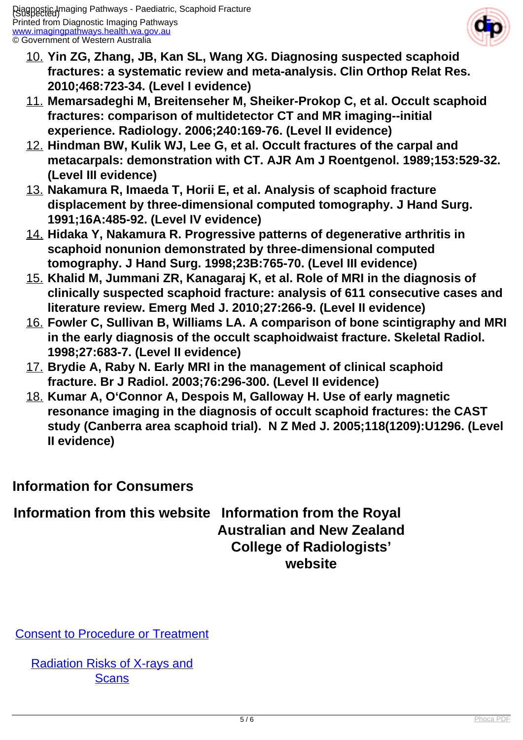10. **Yin ZG, Zhang, JB, Kan SL, Wang XG. Diagnosing suspected scaphoid fractures: a systematic review and meta-analysis. Clin Orthop Relat Res. 2010;468:723-34. (Level I evidence)**
11. **Memarsadeghi M, Breitenseher M, Sheiker-Prokop C, et al. Occult scaphoid fractures: comparison of multidetector CT and MR imaging--initial experience. Radiology. 2006;240:169-76. (Level II evidence)**
12. **Hindman BW, Kulik WJ, Lee G, et al. Occult fractures of the carpal and metacarpals: demonstration with CT. AJR Am J Roentgenol. 1989;153:529-32. (Level III evidence)**
13. **Nakamura R, Imaeda T, Horii E, et al. Analysis of scaphoid fracture displacement by three-dimensional computed tomography. J Hand Surg. 1991;16A:485-92. (Level IV evidence)**
14. **Hidaka Y, Nakamura R. Progressive patterns of degenerative arthritis in scaphoid nonunion demonstrated by three-dimensional computed tomography. J Hand Surg. 1998;23B:765-70. (Level III evidence)**
15. **Khalid M, Jummani ZR, Kanagaraj K, et al. Role of MRI in the diagnosis of clinically suspected scaphoid fracture: analysis of 611 consecutive cases and literature review. Emerg Med J. 2010;27:266-9. (Level II evidence)**
16. **Fowler C, Sullivan B, Williams LA. A comparison of bone scintigraphy and MRI in the early diagnosis of the occult scaphoidwaist fracture. Skeletal Radiol. 1998;27:683-7. (Level II evidence)**
17. **Brydie A, Raby N. Early MRI in the management of clinical scaphoid fracture. Br J Radiol. 2003;76:296-300. (Level II evidence)**
18. **Kumar A, O'Connor A, Despois M, Galloway H. Use of early magnetic resonance imaging in the diagnosis of occult scaphoid fractures: the CAST study (Canberra area scaphoid trial). N Z Med J. 2005;118(1209):U1296. (Level II evidence)**

## Information for Consumers

| Information from this website | Information from the Royal Australian and New Zealand College of Radiologists' website |
| --- | --- |
| Consent to Procedure or Treatment | |
| Radiation Risks of X-rays and Scans | |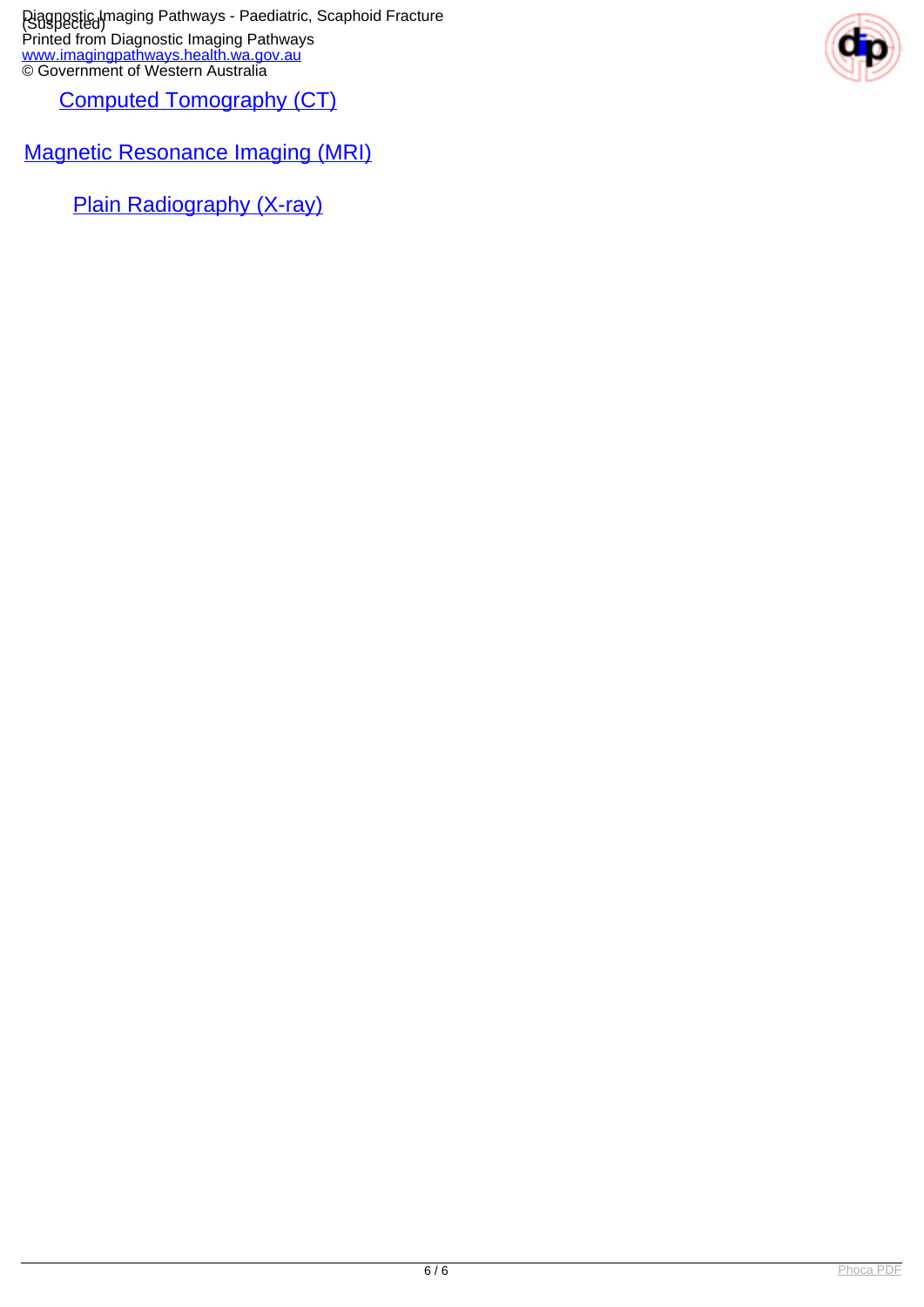[Computed Tomography (CT)]

[Magnetic Resonance Imaging (MRI)]

[Plain Radiography (X-ray)]